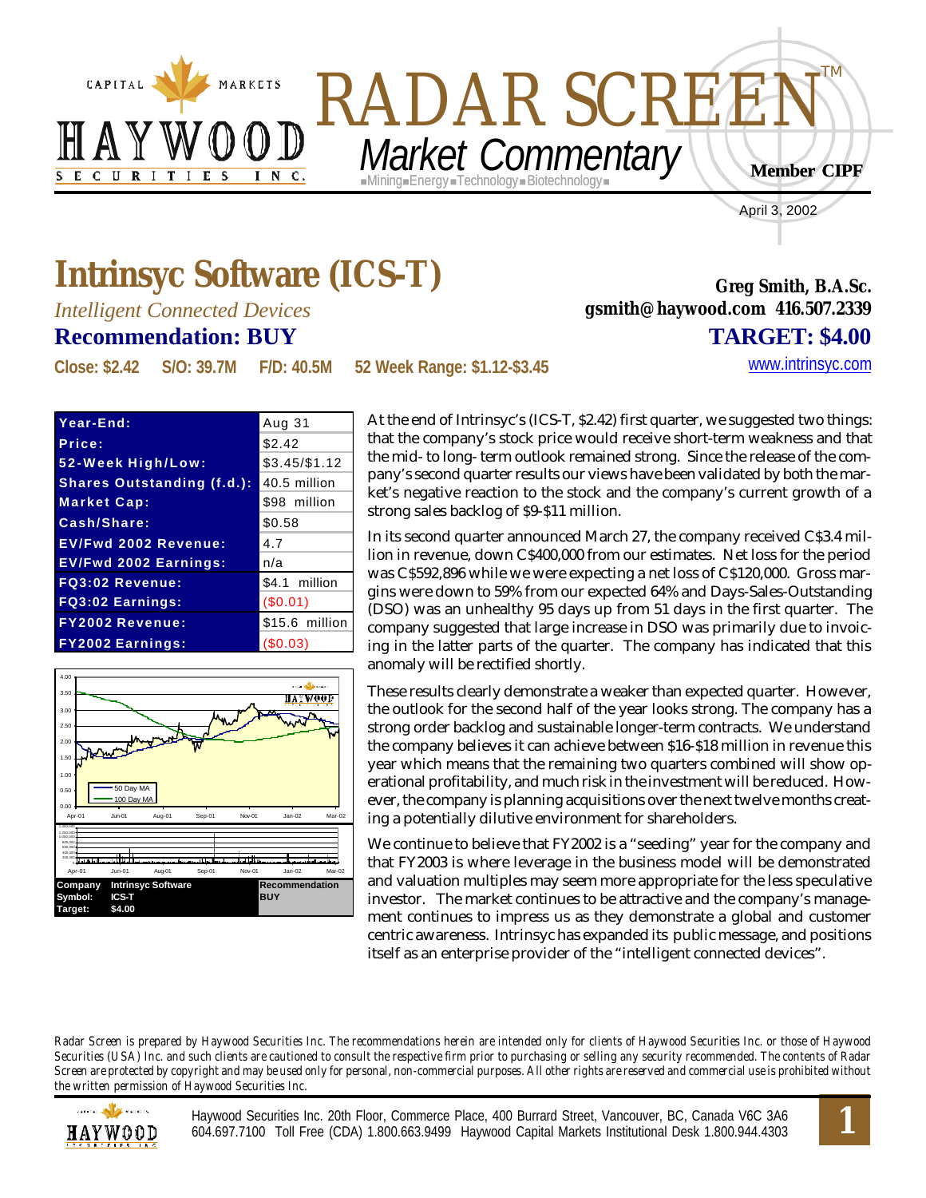# RADAR SCREEN™

## Market Commentary

Mining ■ Energy ■ Technology ■ Biotechnology

Member CIPF

April 3, 2002

# Intrinsyc Software (ICS-T)

*Intelligent Connected Devices*

**Recommendation: BUY**

**Greg Smith, B.A.Sc.**
**gsmith@haywood.com 416.507.2339**

**TARGET: $4.00**

**Close: $2.42 S/O: 39.7M F/D: 40.5M 52 Week Range: $1.12-$3.45**

www.intrinsyc.com

| | |
|---|---|
| **Year-End:** | Aug 31 |
| **Price:** | $2.42 |
| **52-Week High/Low:** | $3.45/$1.12 |
| **Shares Outstanding (f.d.):** | 40.5 million |
| **Market Cap:** | $98 million |
| **Cash/Share:** | $0.58 |
| **EV/Fwd 2002 Revenue:** | 4.7 |
| **EV/Fwd 2002 Earnings:** | n/a |
| **FQ3:02 Revenue:** | $4.1 million |
| **FQ3:02 Earnings:** | ($0.01) |
| **FY2002 Revenue:** | $15.6 million |
| **FY2002 Earnings:** | ($0.03) |

| | | |
|---|---|---|
| **Company** | **Intrinsyc Software** | **Recommendation** |
| **Symbol:** | **ICS-T** | **BUY** |
| **Target:** | **$4.00** | |

At the end of Intrinsyc's (ICS-T, $2.42) first quarter, we suggested two things: that the company's stock price would receive short-term weakness and that the mid- to long- term outlook remained strong. Since the release of the company's second quarter results our views have been validated by both the market's negative reaction to the stock and the company's current growth of a strong sales backlog of $9-$11 million.

In its second quarter announced March 27, the company received C$3.4 million in revenue, down C$400,000 from our estimates. Net loss for the period was C$592,896 while we were expecting a net loss of C$120,000. Gross margins were down to 59% from our expected 64% and Days-Sales-Outstanding (DSO) was an unhealthy 95 days up from 51 days in the first quarter. The company suggested that large increase in DSO was primarily due to invoicing in the latter parts of the quarter. The company has indicated that this anomaly will be rectified shortly.

These results clearly demonstrate a weaker than expected quarter. However, the outlook for the second half of the year looks strong. The company has a strong order backlog and sustainable longer-term contracts. We understand the company believes it can achieve between $16-$18 million in revenue this year which means that the remaining two quarters combined will show operational profitability, and much risk in the investment will be reduced. However, the company is planning acquisitions over the next twelve months creating a potentially dilutive environment for shareholders.

We continue to believe that FY2002 is a "seeding" year for the company and that FY2003 is where leverage in the business model will be demonstrated and valuation multiples may seem more appropriate for the less speculative investor. The market continues to be attractive and the company's management continues to impress us as they demonstrate a global and customer centric awareness. Intrinsyc has expanded its public message, and positions itself as an enterprise provider of the "intelligent connected devices".

*Radar Screen is prepared by Haywood Securities Inc. The recommendations herein are intended only for clients of Haywood Securities Inc. or those of Haywood Securities (USA) Inc. and such clients are cautioned to consult the respective firm prior to purchasing or selling any security recommended. The contents of Radar Screen are protected by copyright and may be used only for personal, non-commercial purposes. All other rights are reserved and commercial use is prohibited without the written permission of Haywood Securities Inc.*

Haywood Securities Inc. 20th Floor, Commerce Place, 400 Burrard Street, Vancouver, BC, Canada V6C 3A6
604.697.7100 Toll Free (CDA) 1.800.663.9499 Haywood Capital Markets Institutional Desk 1.800.944.4303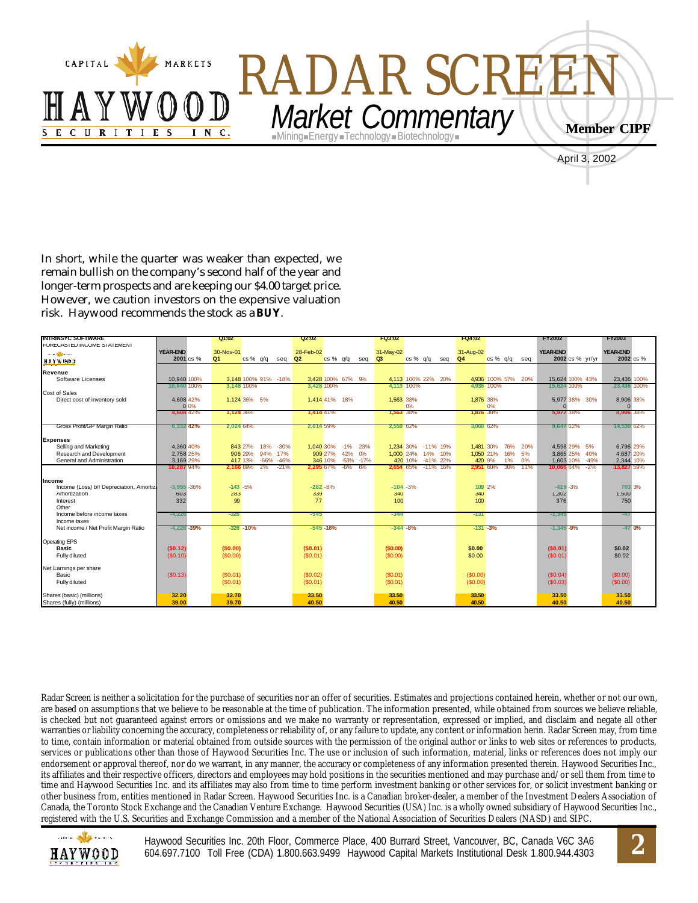April 3, 2002

In short, while the quarter was weaker than expected, we remain bullish on the company's second half of the year and longer-term prospects and are keeping our $4.00 target price. However, we caution investors on the expensive valuation risk. Haywood recommends the stock as a **BUY**.

| INTRINSYC SOFTWARE FORECASTED INCOME STATEMENT | YEAR-END 2001 | cs % | Q1:02 30-Nov-01 Q1 | cs % | q/q | seq | Q2:02 28-Feb-02 Q2 | cs % | q/q | seq | FQ3:02 31-May-02 Q3 | cs % | q/q | seq | FQ4:02 31-Aug-02 Q4 | cs % | q/q | seq | FY2002 YEAR-END 2002 | cs % | yr/yr | FY2003 YEAR-END 2002 | cs % |
|---|---|---|---|---|---|---|---|---|---|---|---|---|---|---|---|---|---|---|---|---|---|---|---|
| **Revenue** | | | | | | | | | | | | | | | | | | | | | | | |
| Software Licenses | 10,940 | 100% | 3,148 | 100% | 91% | -18% | 3,428 | 100% | 67% | 9% | 4,113 | 100% | 22% | 20% | 4,936 | 100% | 57% | 20% | 15,624 | 100% | 43% | 23,436 | 100% |
| | 10,940 | 100% | 3,148 | 100% | | | 3,428 | 100% | | | 4,113 | 100% | | | 4,936 | 100% | | | 15,624 | 100% | | 23,436 | 100% |
| Cost of Sales | | | | | | | | | | | | | | | | | | | | | | | |
| Direct cost of inventory sold | 4,608 | 42% | 1,124 | 36% | 5% | | 1,414 | 41% | 18% | | 1,563 | 38% | | | 1,876 | 38% | | | 5,977 | 38% | 30% | 8,906 | 38% |
| | 0 | 0% | | | | | | | | | | 0% | | | | 0% | | | 0 | | | 0 | |
| | 4,608 | 42% | 1,124 | 36% | | | 1,414 | 41% | | | 1,563 | 38% | | | 1,876 | 38% | | | 5,977 | 38% | | 8,906 | 38% |
| Gross Profit/GP Margin Ratio | 6,332 | 42% | 2,024 | 64% | | | 2,014 | 59% | | | 2,550 | 62% | | | 3,060 | 62% | | | 9,647 | 62% | | 14,530 | 62% |
| **Expenses** | | | | | | | | | | | | | | | | | | | | | | | |
| Selling and Marketing | 4,360 | 40% | 843 | 27% | 18% | -30% | 1,040 | 30% | -1% | 23% | 1,234 | 30% | -11% | 19% | 1,481 | 30% | 76% | 20% | 4,598 | 29% | 5% | 6,796 | 29% |
| Research and Development | 2,758 | 25% | 906 | 29% | 94% | 17% | 909 | 27% | 42% | 0% | 1,000 | 24% | 14% | 10% | 1,050 | 21% | 16% | 5% | 3,865 | 25% | 40% | 4,687 | 20% |
| General and Administration | 3,169 | 29% | 417 | 13% | -56% | -46% | 346 | 10% | -53% | -17% | 420 | 10% | -41% | 22% | 420 | 9% | 1% | 0% | 1,603 | 10% | -49% | 2,344 | 10% |
| | 10,287 | 94% | 2,166 | 69% | 2% | -21% | 2,295 | 67% | -6% | 6% | 2,654 | 65% | -11% | 16% | 2,951 | 60% | 36% | 11% | 10,066 | 64% | -2% | 13,827 | 59% |
| **Income** | | | | | | | | | | | | | | | | | | | | | | | |
| Income (Loss) b/f Depreciation, Amortiz | -3,955 | -36% | -143 | -5% | | | -282 | -8% | | | -104 | -3% | | | 109 | 2% | | | -419 | -3% | | 703 | 3% |
| Amortization | 603 | | 283 | | | | 339 | | | | 340 | | | | 340 | | | | 1,302 | | | 1,500 | |
| Interest | 332 | | 99 | | | | 77 | | | | 100 | | | | 100 | | | | 376 | | | 750 | |
| Other | | | | | | | | | | | | | | | | | | | | | | | |
| Income before income taxes | -4,226 | | -326 | | | | -545 | | | | -344 | | | | -131 | | | | -1,345 | | | -47 | |
| Income taxes | | | | | | | | | | | | | | | | | | | | | | | |
| Net income / Net Profit Margin Ratio | -4,226 | -39% | -326 | -10% | | | -545 | -16% | | | -344 | -8% | | | -131 | -3% | | | -1,345 | -9% | | -47 | 0% |
| Operating EPS | | | | | | | | | | | | | | | | | | | | | | | |
| **Basic** | ($0.12) | | ($0.00) | | | | ($0.01) | | | | ($0.00) | | | | $0.00 | | | | ($0.01) | | | $0.02 | |
| Fully diluted | ($0.10) | | ($0.00) | | | | ($0.01) | | | | ($0.00) | | | | $0.00 | | | | ($0.01) | | | $0.02 | |
| Net Earnings per share | | | | | | | | | | | | | | | | | | | | | | | |
| Basic | ($0.13) | | ($0.01) | | | | ($0.02) | | | | ($0.01) | | | | ($0.00) | | | | ($0.04) | | | ($0.00) | |
| Fully diluted | | | ($0.01) | | | | ($0.01) | | | | ($0.01) | | | | ($0.00) | | | | ($0.03) | | | ($0.00) | |
| Shares (basic) (millions) | 32.20 | | 32.70 | | | | 33.50 | | | | 33.50 | | | | 33.50 | | | | 33.50 | | | 33.50 | |
| Shares (fully) (millions) | 39.00 | | 39.70 | | | | 40.50 | | | | 40.50 | | | | 40.50 | | | | 40.50 | | | 40.50 | |

Radar Screen is neither a solicitation for the purchase of securities nor an offer of securities. Estimates and projections contained herein, whether or not our own, are based on assumptions that we believe to be reasonable at the time of publication. The information presented, while obtained from sources we believe reliable, is checked but not guaranteed against errors or omissions and we make no warranty or representation, expressed or implied, and disclaim and negate all other warranties or liability concerning the accuracy, completeness or reliability of, or any failure to update, any content or information herin. Radar Screen may, from time to time, contain information or material obtained from outside sources with the permission of the original author or links to web sites or references to products, services or publications other than those of Haywood Securities Inc. The use or inclusion of such information, material, links or references does not imply our endorsement or approval thereof, nor do we warrant, in any manner, the accuracy or completeness of any information presented therein. Haywood Securities Inc., its affiliates and their respective officers, directors and employees may hold positions in the securities mentioned and may purchase and/or sell them from time to time and Haywood Securities Inc. and its affiliates may also from time to time perform investment banking or other services for, or solicit investment banking or other business from, entities mentioned in Radar Screen. Haywood Securities Inc. is a Canadian broker-dealer, a member of the Investment Dealers Association of Canada, the Toronto Stock Exchange and the Canadian Venture Exchange. Haywood Securities (USA) Inc. is a wholly owned subsidiary of Haywood Securities Inc., registered with the U.S. Securities and Exchange Commission and a member of the National Association of Securities Dealers (NASD) and SIPC.

Haywood Securities Inc. 20th Floor, Commerce Place, 400 Burrard Street, Vancouver, BC, Canada V6C 3A6
604.697.7100 Toll Free (CDA) 1.800.663.9499 Haywood Capital Markets Institutional Desk 1.800.944.4303